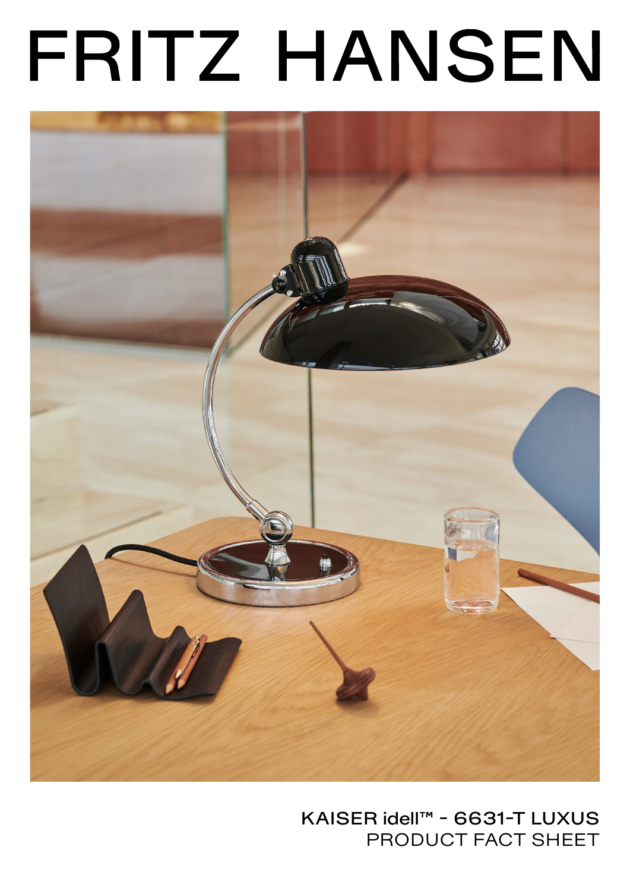# FRITZ HANSEN

KAISER idell™ - 6631-T LUXUS

PRODUCT FACT SHEET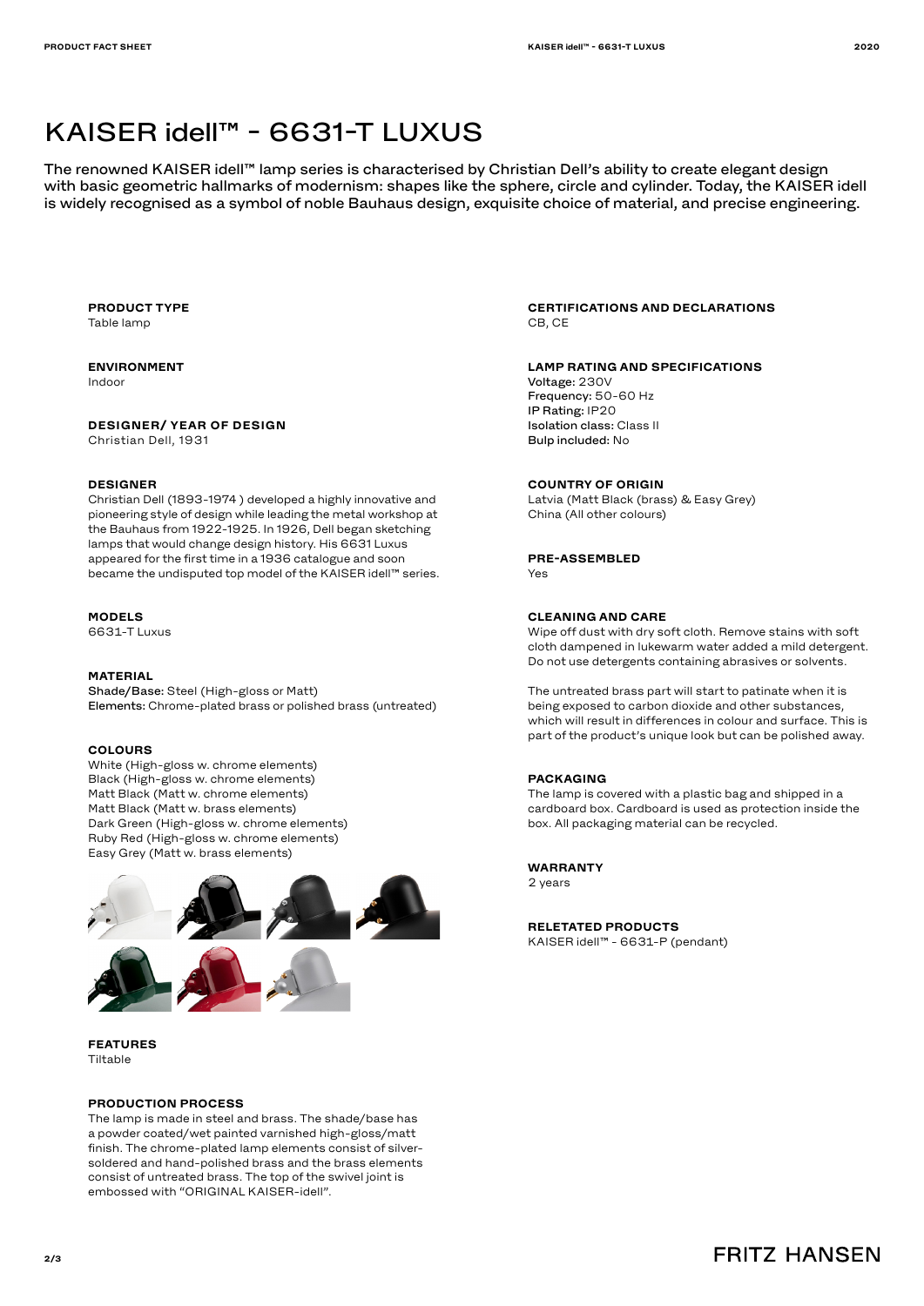# KAISER idell™ - 6631-T LUXUS

The renowned KAISER idell™ lamp series is characterised by Christian Dell's ability to create elegant design with basic geometric hallmarks of modernism: shapes like the sphere, circle and cylinder. Today, the KAISER idell is widely recognised as a symbol of noble Bauhaus design, exquisite choice of material, and precise engineering.

**PRODUCT TYPE**
Table lamp

**ENVIRONMENT**
Indoor

**DESIGNER/ YEAR OF DESIGN**
Christian Dell, 1931

**DESIGNER**
Christian Dell (1893-1974 ) developed a highly innovative and pioneering style of design while leading the metal workshop at the Bauhaus from 1922-1925. In 1926, Dell began sketching lamps that would change design history. His 6631 Luxus appeared for the first time in a 1936 catalogue and soon became the undisputed top model of the KAISER idell™ series.

**MODELS**
6631-T Luxus

**MATERIAL**
**Shade/Base:** Steel (High-gloss or Matt)
**Elements:** Chrome-plated brass or polished brass (untreated)

**COLOURS**
White (High-gloss w. chrome elements)
Black (High-gloss w. chrome elements)
Matt Black (Matt w. chrome elements)
Matt Black (Matt w. brass elements)
Dark Green (High-gloss w. chrome elements)
Ruby Red (High-gloss w. chrome elements)
Easy Grey (Matt w. brass elements)

**FEATURES**
Tiltable

**PRODUCTION PROCESS**
The lamp is made in steel and brass. The shade/base has a powder coated/wet painted varnished high-gloss/matt finish. The chrome-plated lamp elements consist of silver-soldered and hand-polished brass and the brass elements consist of untreated brass. The top of the swivel joint is embossed with "ORIGINAL KAISER-idell".

**CERTIFICATIONS AND DECLARATIONS**
CB, CE

**LAMP RATING AND SPECIFICATIONS**
**Voltage:** 230V
**Frequency:** 50-60 Hz
**IP Rating:** IP20
**Isolation class:** Class II
**Bulp included:** No

**COUNTRY OF ORIGIN**
Latvia (Matt Black (brass) & Easy Grey)
China (All other colours)

**PRE-ASSEMBLED**
Yes

**CLEANING AND CARE**
Wipe off dust with dry soft cloth. Remove stains with soft cloth dampened in lukewarm water added a mild detergent. Do not use detergents containing abrasives or solvents.

The untreated brass part will start to patinate when it is being exposed to carbon dioxide and other substances, which will result in differences in colour and surface. This is part of the product's unique look but can be polished away.

**PACKAGING**
The lamp is covered with a plastic bag and shipped in a cardboard box. Cardboard is used as protection inside the box. All packaging material can be recycled.

**WARRANTY**
2 years

**RELETATED PRODUCTS**
KAISER idell™ - 6631-P (pendant)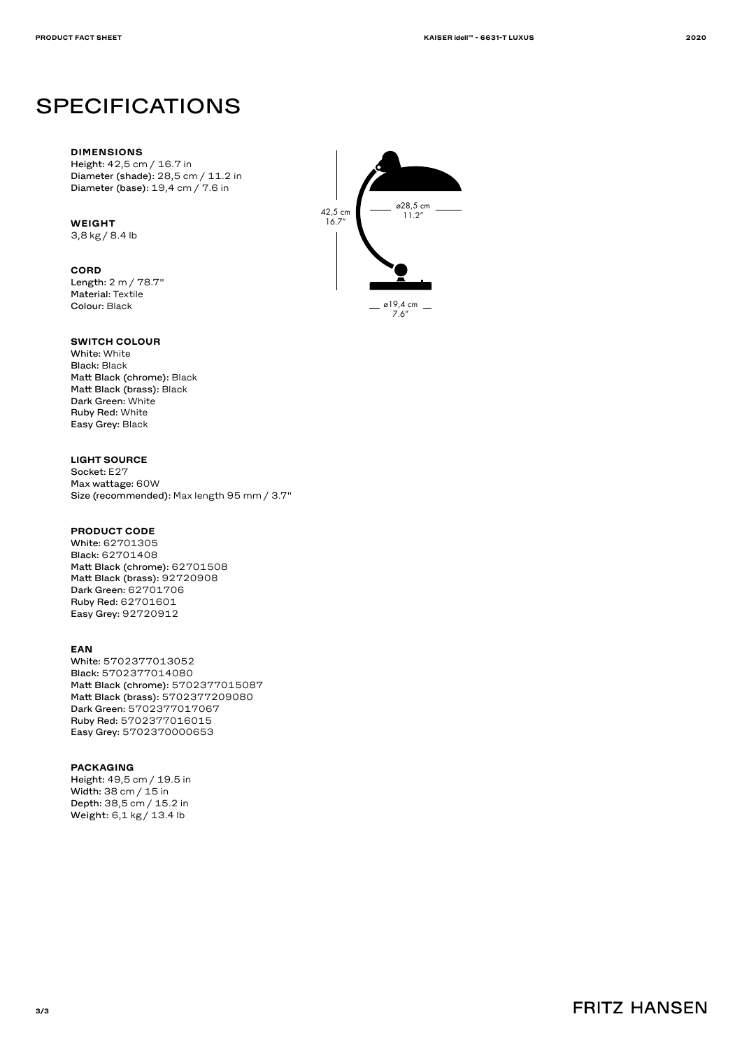# SPECIFICATIONS

**DIMENSIONS**
Height: 42,5 cm / 16.7 in
Diameter (shade): 28,5 cm / 11.2 in
Diameter (base): 19,4 cm / 7.6 in

**WEIGHT**
3,8 kg / 8.4 lb

**CORD**
Length: 2 m / 78.7"
Material: Textile
Colour: Black

**SWITCH COLOUR**
White: White
Black: Black
Matt Black (chrome): Black
Matt Black (brass): Black
Dark Green: White
Ruby Red: White
Easy Grey: Black

**LIGHT SOURCE**
Socket: E27
Max wattage: 60W
Size (recommended): Max length 95 mm / 3.7"

**PRODUCT CODE**
White: 62701305
Black: 62701408
Matt Black (chrome): 62701508
Matt Black (brass): 92720908
Dark Green: 62701706
Ruby Red: 62701601
Easy Grey: 92720912

**EAN**
White: 5702377013052
Black: 5702377014080
Matt Black (chrome): 5702377015087
Matt Black (brass): 5702377209080
Dark Green: 5702377017067
Ruby Red: 5702377016015
Easy Grey: 5702370000653

**PACKAGING**
Height: 49,5 cm / 19.5 in
Width: 38 cm / 15 in
Depth: 38,5 cm / 15.2 in
Weight: 6,1 kg / 13.4 lb

42,5 cm
16.7"

ø28,5 cm
11.2"

ø19,4 cm
7.6"